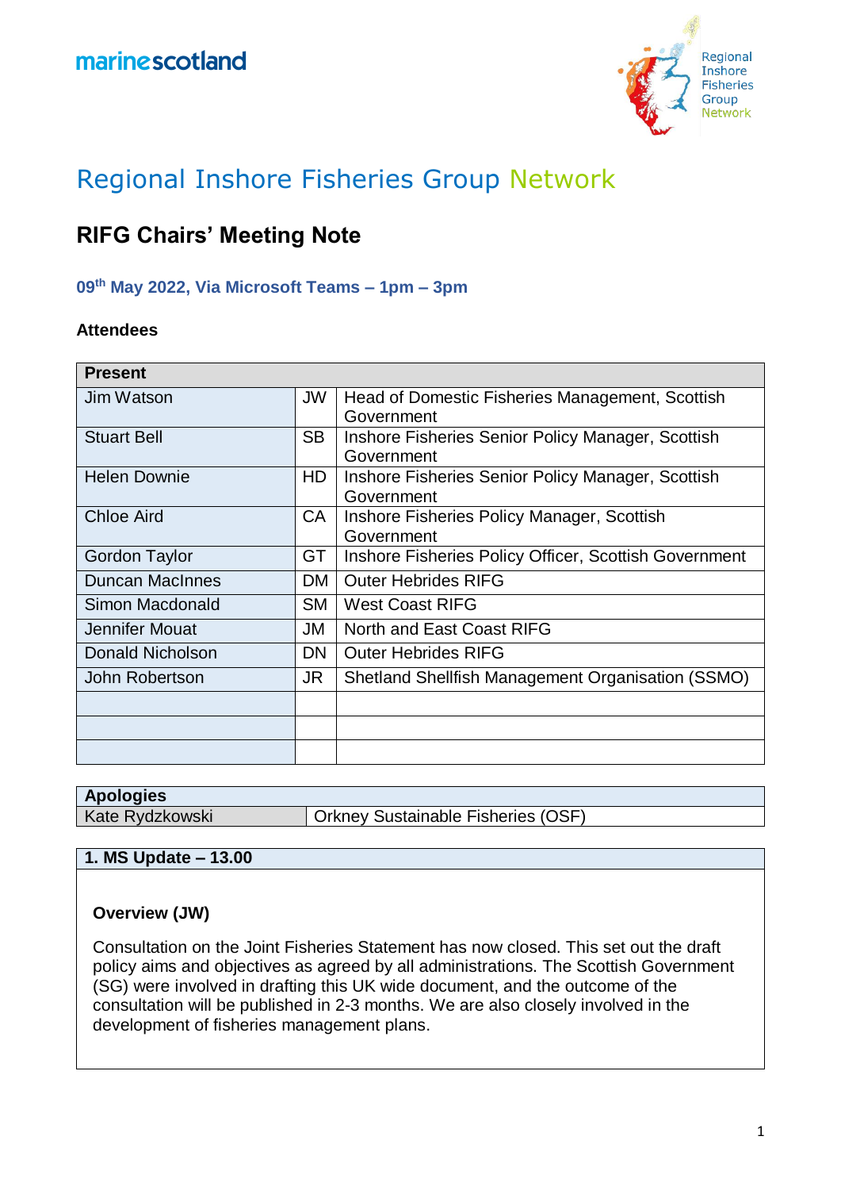marinescotland

Regional Inshore Fisheries Group Network

# Regional Inshore Fisheries Group Network

## RIFG Chairs' Meeting Note

### 09th May 2022, Via Microsoft Teams – 1pm – 3pm

**Attendees**

| Present | | |
|---|---|---|
| Jim Watson | JW | Head of Domestic Fisheries Management, Scottish Government |
| Stuart Bell | SB | Inshore Fisheries Senior Policy Manager, Scottish Government |
| Helen Downie | HD | Inshore Fisheries Senior Policy Manager, Scottish Government |
| Chloe Aird | CA | Inshore Fisheries Policy Manager, Scottish Government |
| Gordon Taylor | GT | Inshore Fisheries Policy Officer, Scottish Government |
| Duncan MacInnes | DM | Outer Hebrides RIFG |
| Simon Macdonald | SM | West Coast RIFG |
| Jennifer Mouat | JM | North and East Coast RIFG |
| Donald Nicholson | DN | Outer Hebrides RIFG |
| John Robertson | JR | Shetland Shellfish Management Organisation (SSMO) |
| | | |
| | | |
| | | |

| Apologies | |
|---|---|
| Kate Rydzkowski | Orkney Sustainable Fisheries (OSF) |

| 1. MS Update – 13.00 |
|---|
| **Overview (JW)**<br><br>Consultation on the Joint Fisheries Statement has now closed. This set out the draft policy aims and objectives as agreed by all administrations. The Scottish Government (SG) were involved in drafting this UK wide document, and the outcome of the consultation will be published in 2-3 months. We are also closely involved in the development of fisheries management plans. |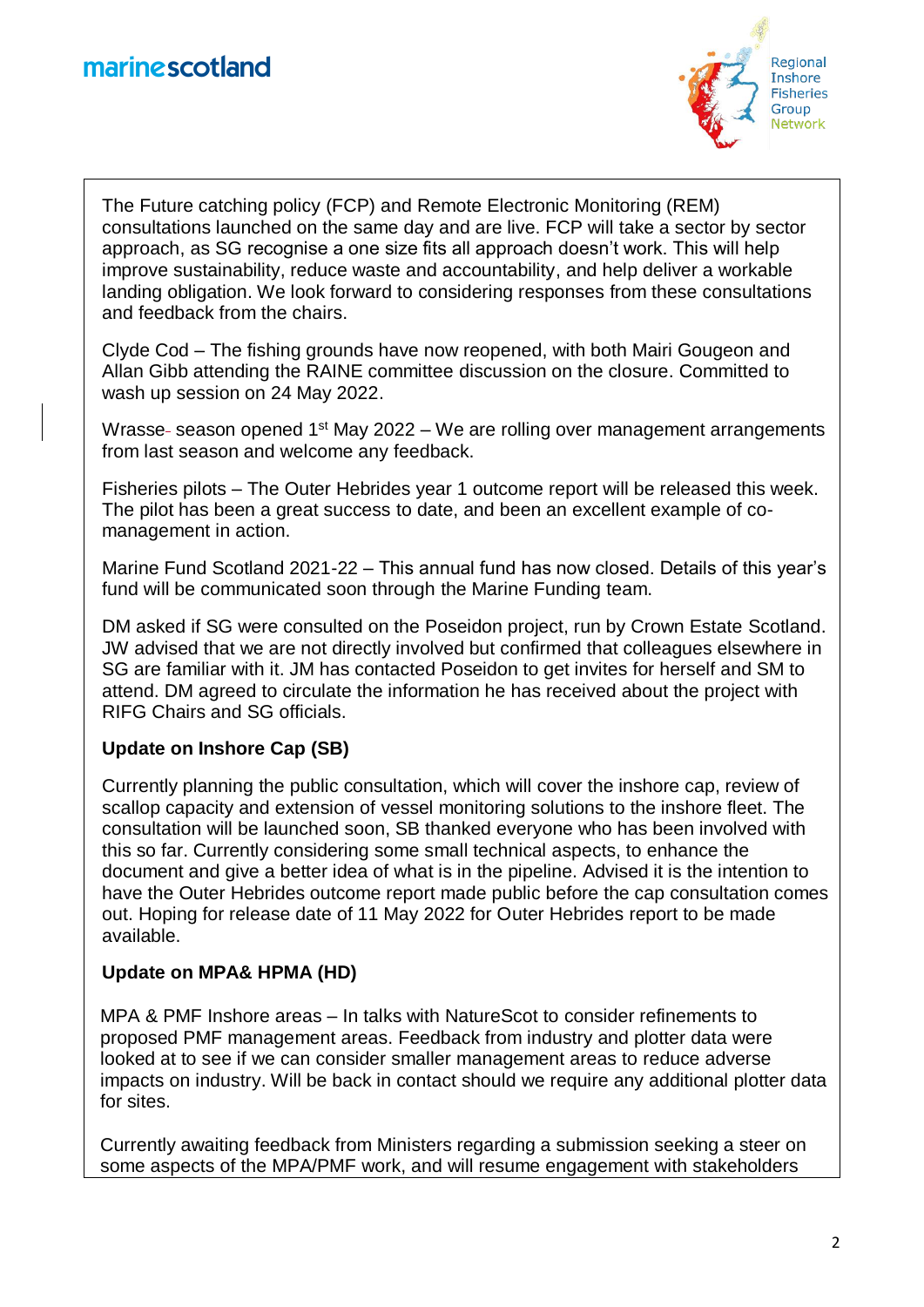The Future catching policy (FCP) and Remote Electronic Monitoring (REM) consultations launched on the same day and are live. FCP will take a sector by sector approach, as SG recognise a one size fits all approach doesn't work. This will help improve sustainability, reduce waste and accountability, and help deliver a workable landing obligation. We look forward to considering responses from these consultations and feedback from the chairs.

Clyde Cod – The fishing grounds have now reopened, with both Mairi Gougeon and Allan Gibb attending the RAINE committee discussion on the closure. Committed to wash up session on 24 May 2022.

Wrasse- season opened 1st May 2022 – We are rolling over management arrangements from last season and welcome any feedback.

Fisheries pilots – The Outer Hebrides year 1 outcome report will be released this week. The pilot has been a great success to date, and been an excellent example of co-management in action.

Marine Fund Scotland 2021-22 – This annual fund has now closed. Details of this year's fund will be communicated soon through the Marine Funding team.

DM asked if SG were consulted on the Poseidon project, run by Crown Estate Scotland. JW advised that we are not directly involved but confirmed that colleagues elsewhere in SG are familiar with it. JM has contacted Poseidon to get invites for herself and SM to attend. DM agreed to circulate the information he has received about the project with RIFG Chairs and SG officials.

**Update on Inshore Cap (SB)**

Currently planning the public consultation, which will cover the inshore cap, review of scallop capacity and extension of vessel monitoring solutions to the inshore fleet. The consultation will be launched soon, SB thanked everyone who has been involved with this so far. Currently considering some small technical aspects, to enhance the document and give a better idea of what is in the pipeline. Advised it is the intention to have the Outer Hebrides outcome report made public before the cap consultation comes out. Hoping for release date of 11 May 2022 for Outer Hebrides report to be made available.

**Update on MPA& HPMA (HD)**

MPA & PMF Inshore areas – In talks with NatureScot to consider refinements to proposed PMF management areas. Feedback from industry and plotter data were looked at to see if we can consider smaller management areas to reduce adverse impacts on industry. Will be back in contact should we require any additional plotter data for sites.

Currently awaiting feedback from Ministers regarding a submission seeking a steer on some aspects of the MPA/PMF work, and will resume engagement with stakeholders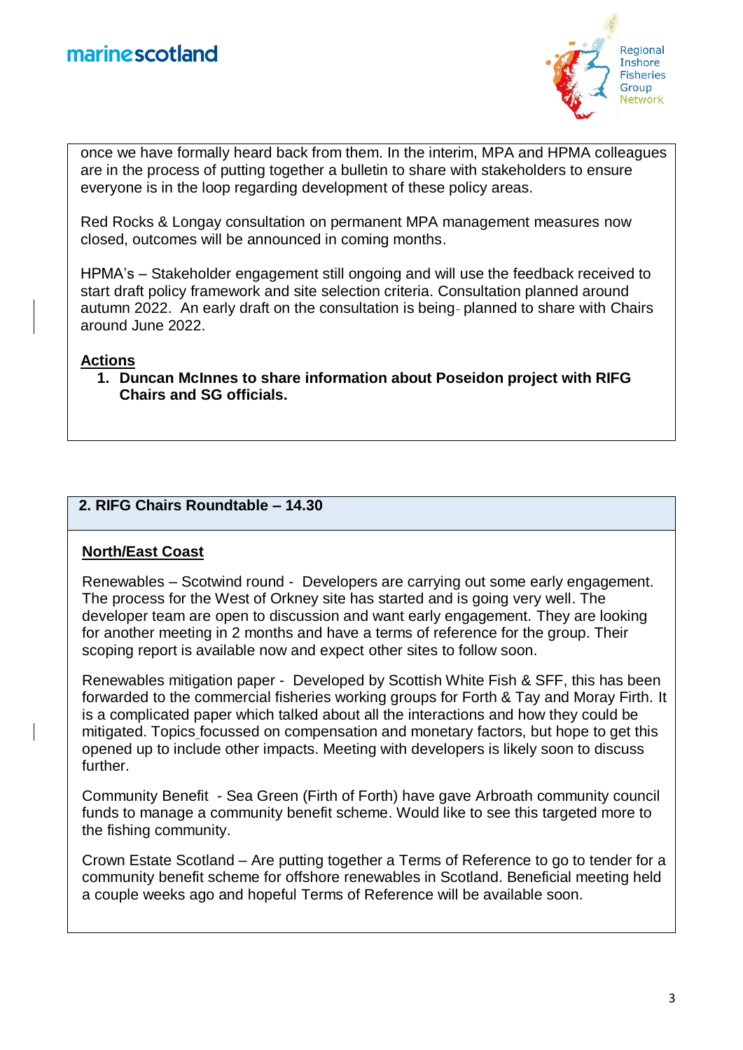once we have formally heard back from them. In the interim, MPA and HPMA colleagues are in the process of putting together a bulletin to share with stakeholders to ensure everyone is in the loop regarding development of these policy areas.

Red Rocks & Longay consultation on permanent MPA management measures now closed, outcomes will be announced in coming months.

HPMA's – Stakeholder engagement still ongoing and will use the feedback received to start draft policy framework and site selection criteria. Consultation planned around autumn 2022. An early draft on the consultation is being planned to share with Chairs around June 2022.

**Actions**

1. **Duncan McInnes to share information about Poseidon project with RIFG Chairs and SG officials.**

## 2. RIFG Chairs Roundtable – 14.30

**North/East Coast**

Renewables – Scotwind round - Developers are carrying out some early engagement. The process for the West of Orkney site has started and is going very well. The developer team are open to discussion and want early engagement. They are looking for another meeting in 2 months and have a terms of reference for the group. Their scoping report is available now and expect other sites to follow soon.

Renewables mitigation paper - Developed by Scottish White Fish & SFF, this has been forwarded to the commercial fisheries working groups for Forth & Tay and Moray Firth. It is a complicated paper which talked about all the interactions and how they could be mitigated. Topics focussed on compensation and monetary factors, but hope to get this opened up to include other impacts. Meeting with developers is likely soon to discuss further.

Community Benefit - Sea Green (Firth of Forth) have gave Arbroath community council funds to manage a community benefit scheme. Would like to see this targeted more to the fishing community.

Crown Estate Scotland – Are putting together a Terms of Reference to go to tender for a community benefit scheme for offshore renewables in Scotland. Beneficial meeting held a couple weeks ago and hopeful Terms of Reference will be available soon.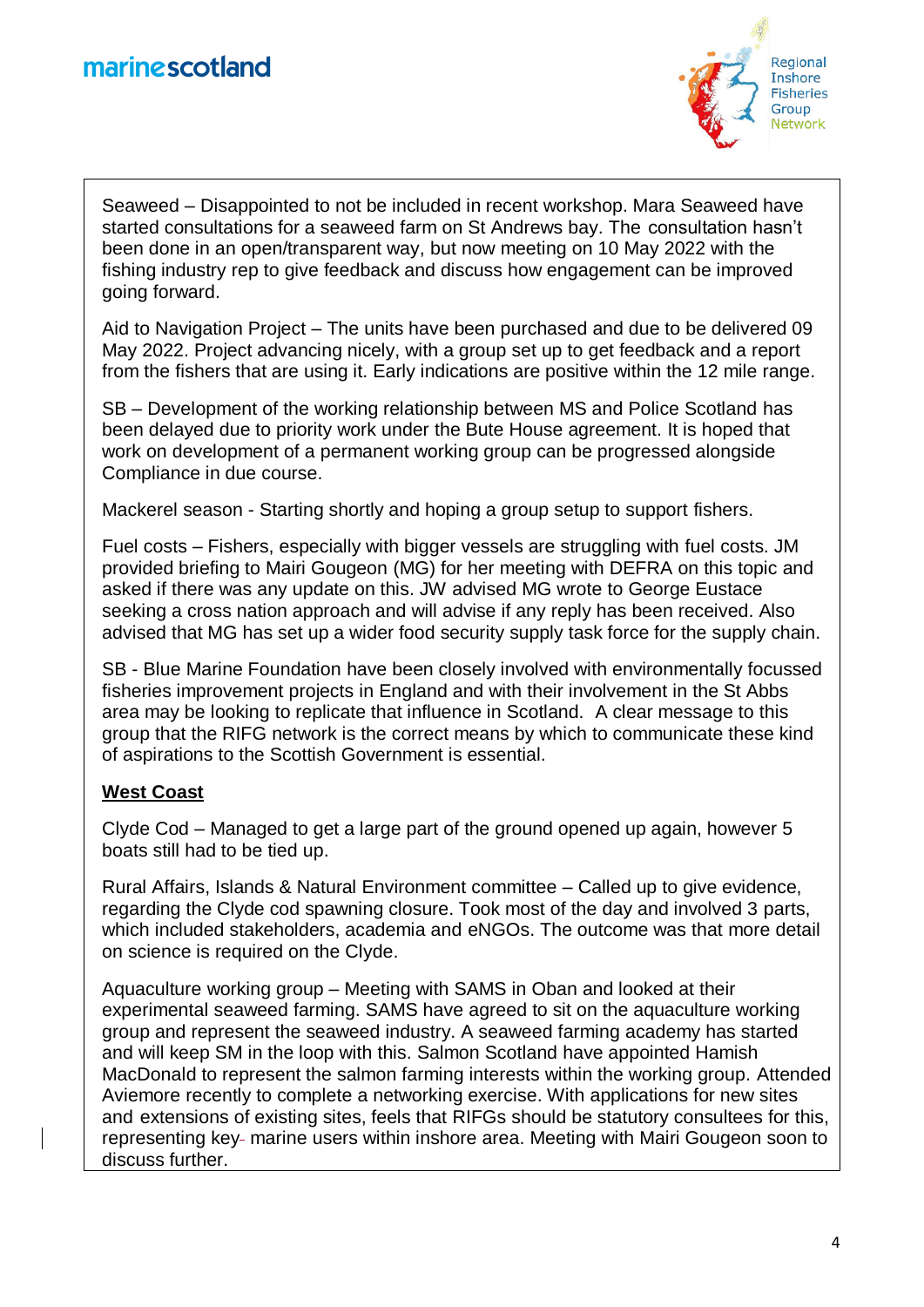Seaweed – Disappointed to not be included in recent workshop. Mara Seaweed have started consultations for a seaweed farm on St Andrews bay. The consultation hasn't been done in an open/transparent way, but now meeting on 10 May 2022 with the fishing industry rep to give feedback and discuss how engagement can be improved going forward.

Aid to Navigation Project – The units have been purchased and due to be delivered 09 May 2022. Project advancing nicely, with a group set up to get feedback and a report from the fishers that are using it. Early indications are positive within the 12 mile range.

SB – Development of the working relationship between MS and Police Scotland has been delayed due to priority work under the Bute House agreement. It is hoped that work on development of a permanent working group can be progressed alongside Compliance in due course.

Mackerel season - Starting shortly and hoping a group setup to support fishers.

Fuel costs – Fishers, especially with bigger vessels are struggling with fuel costs. JM provided briefing to Mairi Gougeon (MG) for her meeting with DEFRA on this topic and asked if there was any update on this. JW advised MG wrote to George Eustace seeking a cross nation approach and will advise if any reply has been received. Also advised that MG has set up a wider food security supply task force for the supply chain.

SB - Blue Marine Foundation have been closely involved with environmentally focussed fisheries improvement projects in England and with their involvement in the St Abbs area may be looking to replicate that influence in Scotland. A clear message to this group that the RIFG network is the correct means by which to communicate these kind of aspirations to the Scottish Government is essential.

**West Coast**

Clyde Cod – Managed to get a large part of the ground opened up again, however 5 boats still had to be tied up.

Rural Affairs, Islands & Natural Environment committee – Called up to give evidence, regarding the Clyde cod spawning closure. Took most of the day and involved 3 parts, which included stakeholders, academia and eNGOs. The outcome was that more detail on science is required on the Clyde.

Aquaculture working group – Meeting with SAMS in Oban and looked at their experimental seaweed farming. SAMS have agreed to sit on the aquaculture working group and represent the seaweed industry. A seaweed farming academy has started and will keep SM in the loop with this. Salmon Scotland have appointed Hamish MacDonald to represent the salmon farming interests within the working group. Attended Aviemore recently to complete a networking exercise. With applications for new sites and extensions of existing sites, feels that RIFGs should be statutory consultees for this, representing key marine users within inshore area. Meeting with Mairi Gougeon soon to discuss further.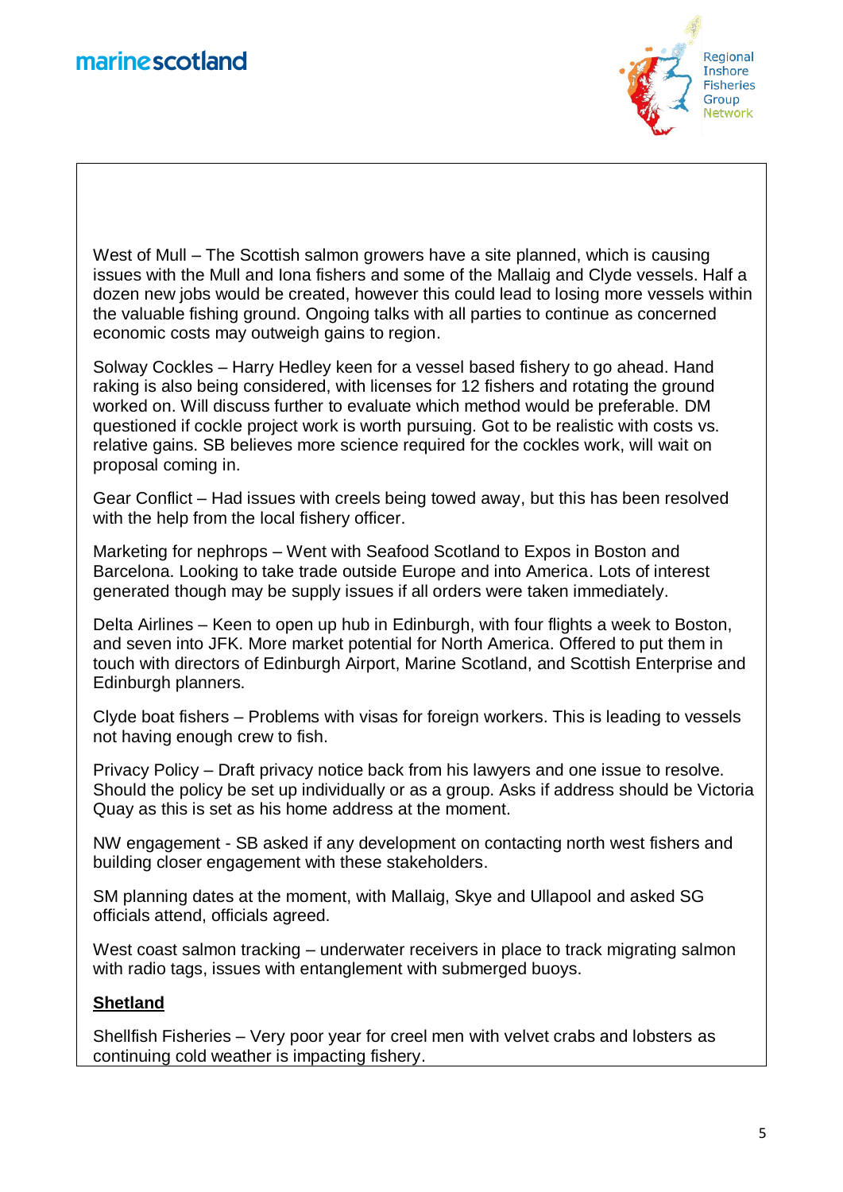West of Mull – The Scottish salmon growers have a site planned, which is causing issues with the Mull and Iona fishers and some of the Mallaig and Clyde vessels. Half a dozen new jobs would be created, however this could lead to losing more vessels within the valuable fishing ground. Ongoing talks with all parties to continue as concerned economic costs may outweigh gains to region.

Solway Cockles – Harry Hedley keen for a vessel based fishery to go ahead. Hand raking is also being considered, with licenses for 12 fishers and rotating the ground worked on. Will discuss further to evaluate which method would be preferable. DM questioned if cockle project work is worth pursuing. Got to be realistic with costs vs. relative gains. SB believes more science required for the cockles work, will wait on proposal coming in.

Gear Conflict – Had issues with creels being towed away, but this has been resolved with the help from the local fishery officer.

Marketing for nephrops – Went with Seafood Scotland to Expos in Boston and Barcelona. Looking to take trade outside Europe and into America. Lots of interest generated though may be supply issues if all orders were taken immediately.

Delta Airlines – Keen to open up hub in Edinburgh, with four flights a week to Boston, and seven into JFK. More market potential for North America. Offered to put them in touch with directors of Edinburgh Airport, Marine Scotland, and Scottish Enterprise and Edinburgh planners.

Clyde boat fishers – Problems with visas for foreign workers. This is leading to vessels not having enough crew to fish.

Privacy Policy – Draft privacy notice back from his lawyers and one issue to resolve. Should the policy be set up individually or as a group. Asks if address should be Victoria Quay as this is set as his home address at the moment.

NW engagement - SB asked if any development on contacting north west fishers and building closer engagement with these stakeholders.

SM planning dates at the moment, with Mallaig, Skye and Ullapool and asked SG officials attend, officials agreed.

West coast salmon tracking – underwater receivers in place to track migrating salmon with radio tags, issues with entanglement with submerged buoys.

**<u>Shetland</u>**

Shellfish Fisheries – Very poor year for creel men with velvet crabs and lobsters as continuing cold weather is impacting fishery.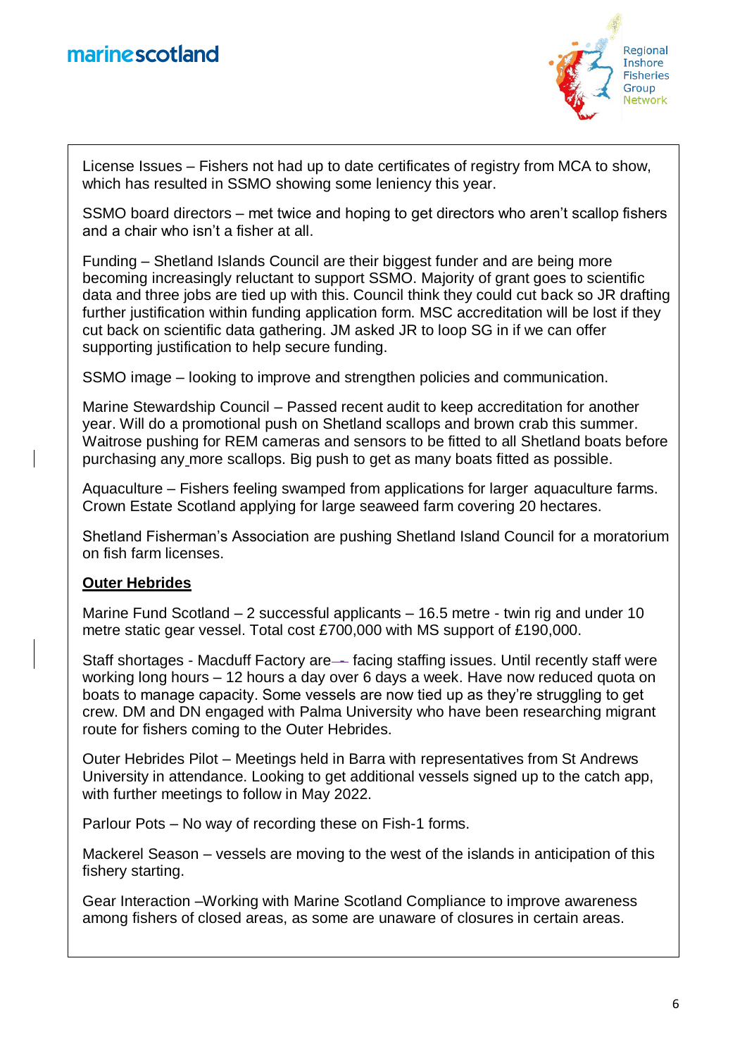License Issues – Fishers not had up to date certificates of registry from MCA to show, which has resulted in SSMO showing some leniency this year.

SSMO board directors – met twice and hoping to get directors who aren't scallop fishers and a chair who isn't a fisher at all.

Funding – Shetland Islands Council are their biggest funder and are being more becoming increasingly reluctant to support SSMO. Majority of grant goes to scientific data and three jobs are tied up with this. Council think they could cut back so JR drafting further justification within funding application form. MSC accreditation will be lost if they cut back on scientific data gathering. JM asked JR to loop SG in if we can offer supporting justification to help secure funding.

SSMO image – looking to improve and strengthen policies and communication.

Marine Stewardship Council – Passed recent audit to keep accreditation for another year. Will do a promotional push on Shetland scallops and brown crab this summer. Waitrose pushing for REM cameras and sensors to be fitted to all Shetland boats before purchasing any more scallops. Big push to get as many boats fitted as possible.

Aquaculture – Fishers feeling swamped from applications for larger aquaculture farms. Crown Estate Scotland applying for large seaweed farm covering 20 hectares.

Shetland Fisherman's Association are pushing Shetland Island Council for a moratorium on fish farm licenses.

**Outer Hebrides**

Marine Fund Scotland – 2 successful applicants – 16.5 metre - twin rig and under 10 metre static gear vessel. Total cost £700,000 with MS support of £190,000.

Staff shortages - Macduff Factory are facing staffing issues. Until recently staff were working long hours – 12 hours a day over 6 days a week. Have now reduced quota on boats to manage capacity. Some vessels are now tied up as they're struggling to get crew. DM and DN engaged with Palma University who have been researching migrant route for fishers coming to the Outer Hebrides.

Outer Hebrides Pilot – Meetings held in Barra with representatives from St Andrews University in attendance. Looking to get additional vessels signed up to the catch app, with further meetings to follow in May 2022.

Parlour Pots – No way of recording these on Fish-1 forms.

Mackerel Season – vessels are moving to the west of the islands in anticipation of this fishery starting.

Gear Interaction –Working with Marine Scotland Compliance to improve awareness among fishers of closed areas, as some are unaware of closures in certain areas.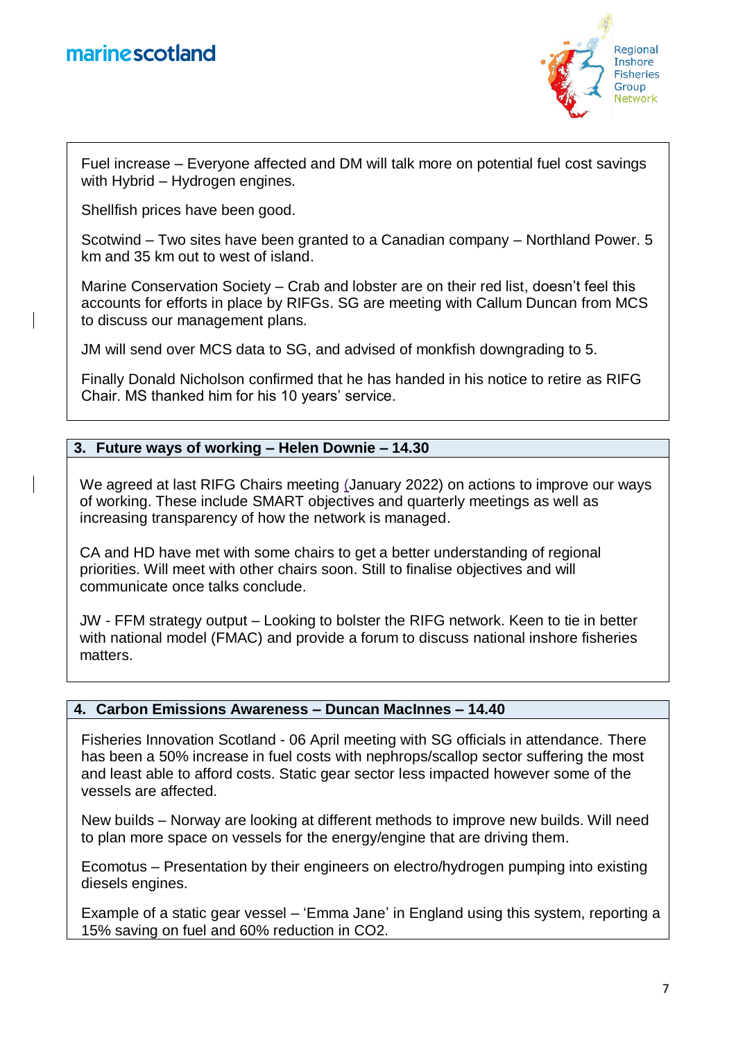Fuel increase – Everyone affected and DM will talk more on potential fuel cost savings with Hybrid – Hydrogen engines.

Shellfish prices have been good.

Scotwind – Two sites have been granted to a Canadian company – Northland Power. 5 km and 35 km out to west of island.

Marine Conservation Society – Crab and lobster are on their red list, doesn't feel this accounts for efforts in place by RIFGs. SG are meeting with Callum Duncan from MCS to discuss our management plans.

JM will send over MCS data to SG, and advised of monkfish downgrading to 5.

Finally Donald Nicholson confirmed that he has handed in his notice to retire as RIFG Chair. MS thanked him for his 10 years' service.

## 3. Future ways of working – Helen Downie – 14.30

We agreed at last RIFG Chairs meeting (January 2022) on actions to improve our ways of working. These include SMART objectives and quarterly meetings as well as increasing transparency of how the network is managed.

CA and HD have met with some chairs to get a better understanding of regional priorities. Will meet with other chairs soon. Still to finalise objectives and will communicate once talks conclude.

JW - FFM strategy output – Looking to bolster the RIFG network. Keen to tie in better with national model (FMAC) and provide a forum to discuss national inshore fisheries matters.

## 4. Carbon Emissions Awareness – Duncan MacInnes – 14.40

Fisheries Innovation Scotland - 06 April meeting with SG officials in attendance. There has been a 50% increase in fuel costs with nephrops/scallop sector suffering the most and least able to afford costs. Static gear sector less impacted however some of the vessels are affected.

New builds – Norway are looking at different methods to improve new builds. Will need to plan more space on vessels for the energy/engine that are driving them.

Ecomotus – Presentation by their engineers on electro/hydrogen pumping into existing diesels engines.

Example of a static gear vessel – 'Emma Jane' in England using this system, reporting a 15% saving on fuel and 60% reduction in $CO_2$.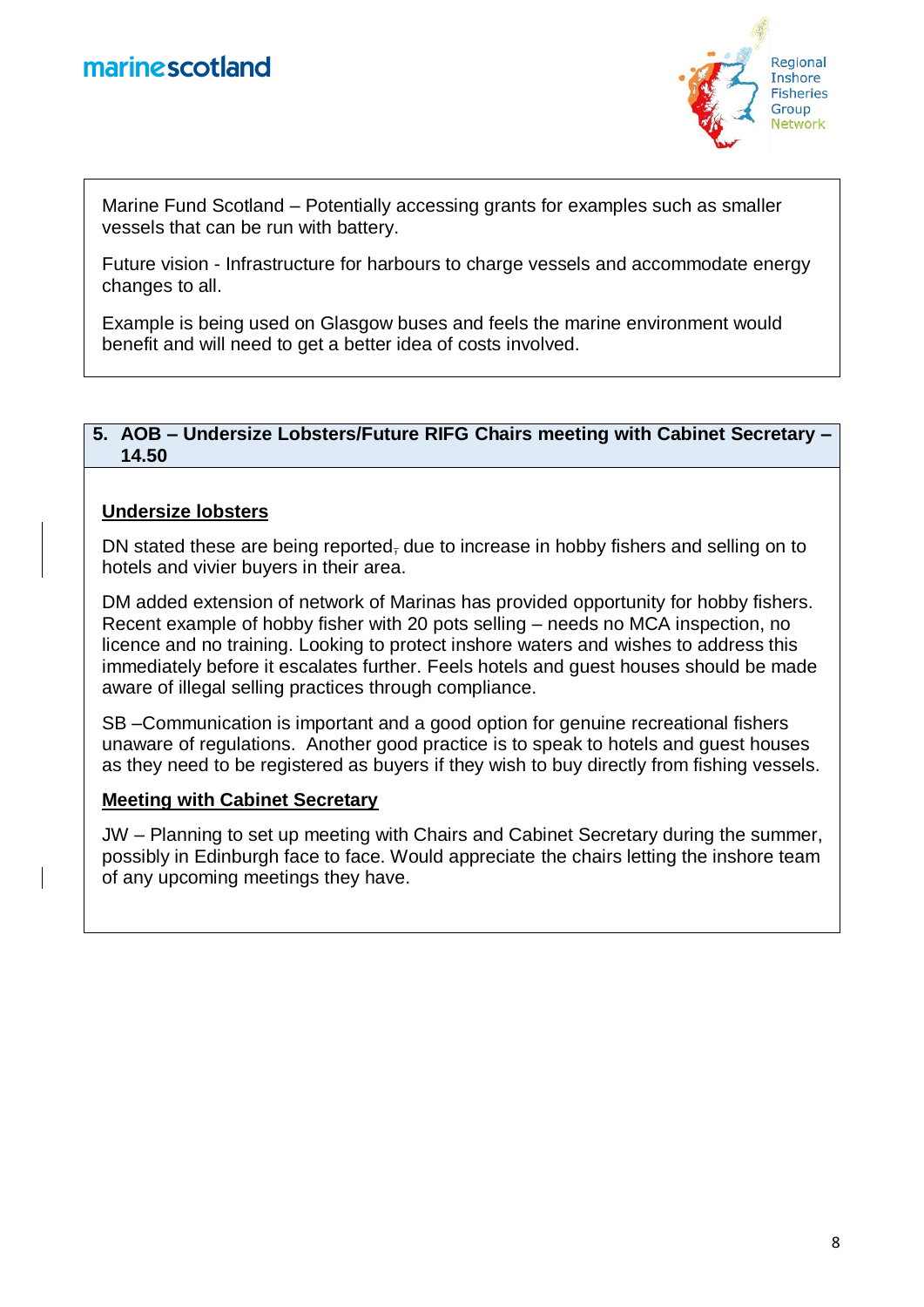Marine Fund Scotland – Potentially accessing grants for examples such as smaller vessels that can be run with battery.

Future vision - Infrastructure for harbours to charge vessels and accommodate energy changes to all.

Example is being used on Glasgow buses and feels the marine environment would benefit and will need to get a better idea of costs involved.

## 5. AOB – Undersize Lobsters/Future RIFG Chairs meeting with Cabinet Secretary – 14.50

**Undersize lobsters**

DN stated these are being reported due to increase in hobby fishers and selling on to hotels and vivier buyers in their area.

DM added extension of network of Marinas has provided opportunity for hobby fishers. Recent example of hobby fisher with 20 pots selling – needs no MCA inspection, no licence and no training. Looking to protect inshore waters and wishes to address this immediately before it escalates further. Feels hotels and guest houses should be made aware of illegal selling practices through compliance.

SB –Communication is important and a good option for genuine recreational fishers unaware of regulations. Another good practice is to speak to hotels and guest houses as they need to be registered as buyers if they wish to buy directly from fishing vessels.

**Meeting with Cabinet Secretary**

JW – Planning to set up meeting with Chairs and Cabinet Secretary during the summer, possibly in Edinburgh face to face. Would appreciate the chairs letting the inshore team of any upcoming meetings they have.